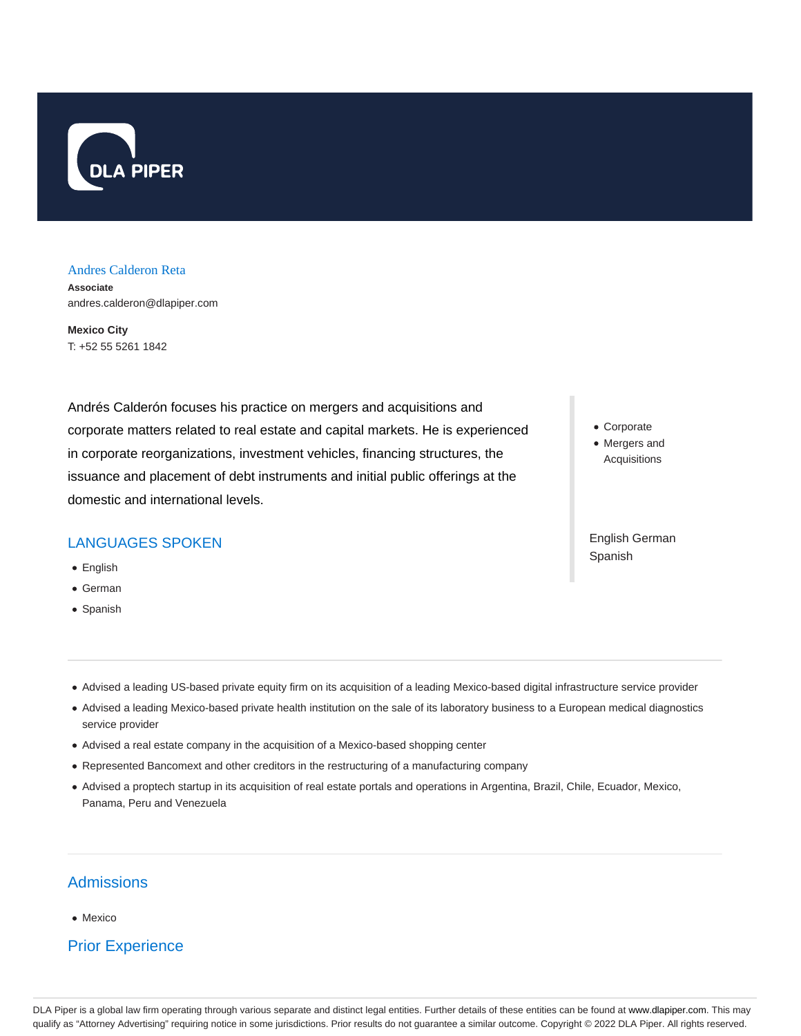DLA PIPER

## Andres Calderon Reta

**Associate**
andres.calderon@dlapiper.com

**Mexico City**
T: +52 55 5261 1842

Andrés Calderón focuses his practice on mergers and acquisitions and corporate matters related to real estate and capital markets. He is experienced in corporate reorganizations, investment vehicles, financing structures, the issuance and placement of debt instruments and initial public offerings at the domestic and international levels.

- Corporate
- Mergers and Acquisitions

English German Spanish

## LANGUAGES SPOKEN

- English
- German
- Spanish

---

- Advised a leading US-based private equity firm on its acquisition of a leading Mexico-based digital infrastructure service provider
- Advised a leading Mexico-based private health institution on the sale of its laboratory business to a European medical diagnostics service provider
- Advised a real estate company in the acquisition of a Mexico-based shopping center
- Represented Bancomext and other creditors in the restructuring of a manufacturing company
- Advised a proptech startup in its acquisition of real estate portals and operations in Argentina, Brazil, Chile, Ecuador, Mexico, Panama, Peru and Venezuela

---

## Admissions

- Mexico

## Prior Experience

DLA Piper is a global law firm operating through various separate and distinct legal entities. Further details of these entities can be found at www.dlapiper.com. This may qualify as "Attorney Advertising" requiring notice in some jurisdictions. Prior results do not guarantee a similar outcome. Copyright © 2022 DLA Piper. All rights reserved.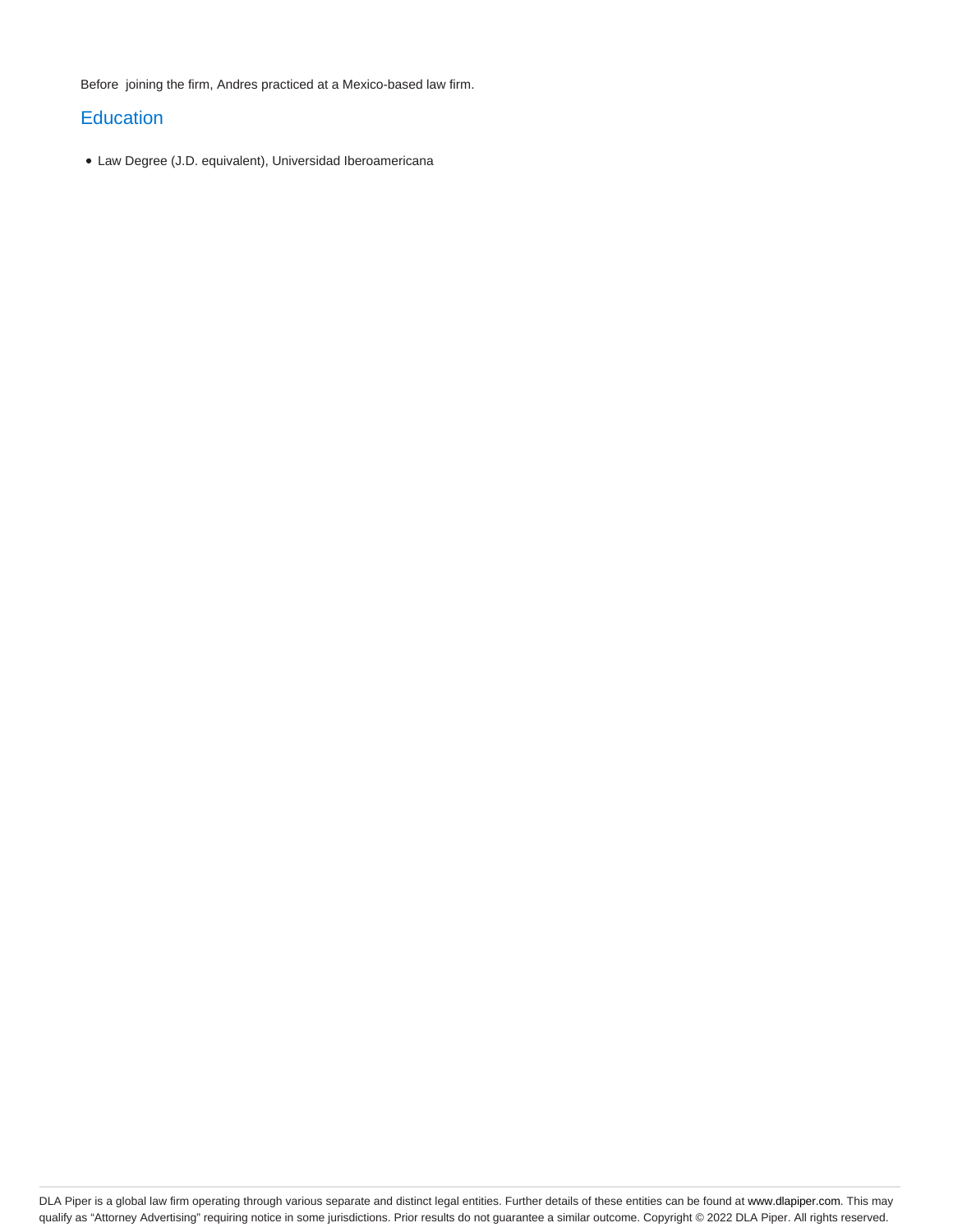Before joining the firm, Andres practiced at a Mexico-based law firm.

## Education

- Law Degree (J.D. equivalent), Universidad Iberoamericana

DLA Piper is a global law firm operating through various separate and distinct legal entities. Further details of these entities can be found at www.dlapiper.com. This may qualify as "Attorney Advertising" requiring notice in some jurisdictions. Prior results do not guarantee a similar outcome. Copyright © 2022 DLA Piper. All rights reserved.